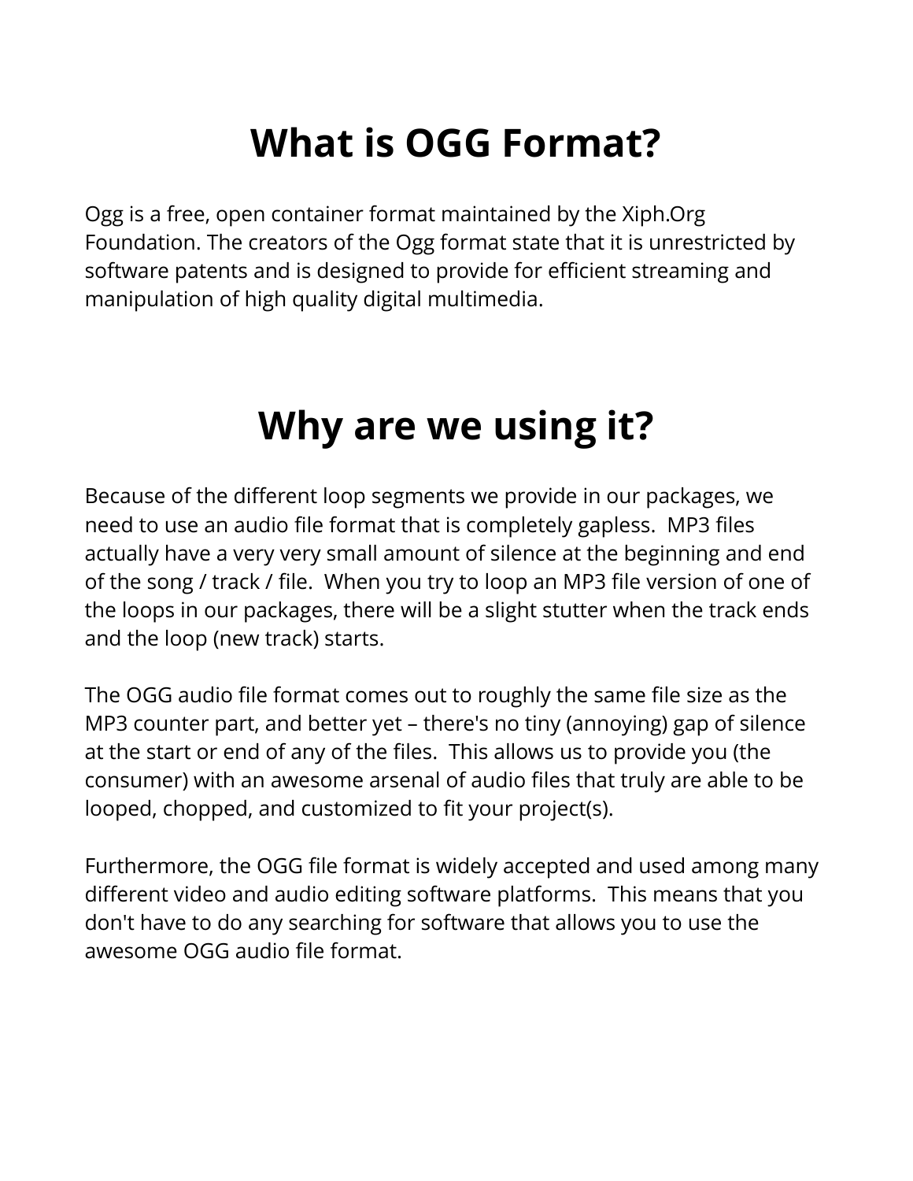# What is OGG Format?

Ogg is a free, open container format maintained by the Xiph.Org Foundation. The creators of the Ogg format state that it is unrestricted by software patents and is designed to provide for efficient streaming and manipulation of high quality digital multimedia.

# Why are we using it?

Because of the different loop segments we provide in our packages, we need to use an audio file format that is completely gapless. MP3 files actually have a very very small amount of silence at the beginning and end of the song / track / file. When you try to loop an MP3 file version of one of the loops in our packages, there will be a slight stutter when the track ends and the loop (new track) starts.

The OGG audio file format comes out to roughly the same file size as the MP3 counter part, and better yet – there's no tiny (annoying) gap of silence at the start or end of any of the files. This allows us to provide you (the consumer) with an awesome arsenal of audio files that truly are able to be looped, chopped, and customized to fit your project(s).

Furthermore, the OGG file format is widely accepted and used among many different video and audio editing software platforms. This means that you don't have to do any searching for software that allows you to use the awesome OGG audio file format.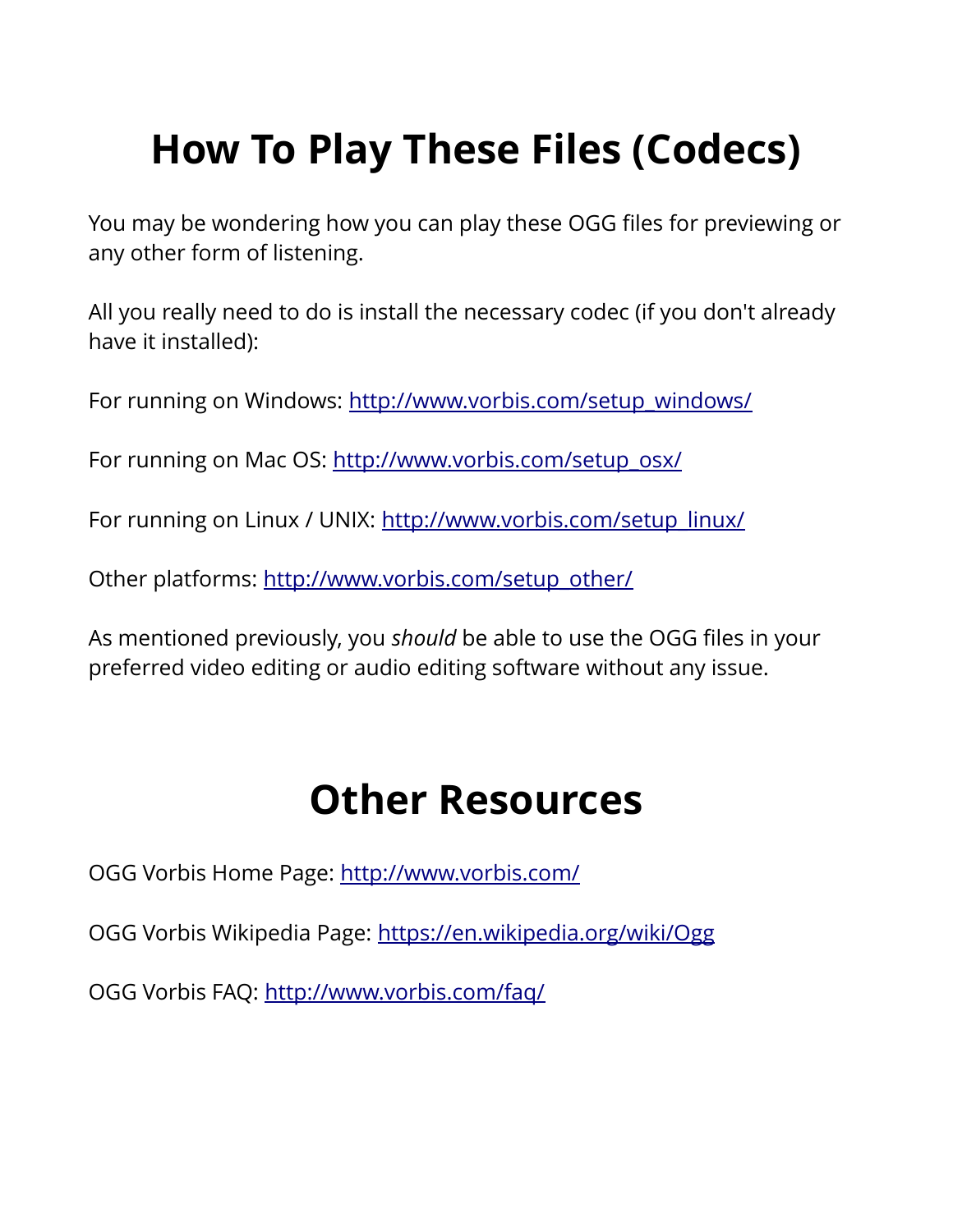# How To Play These Files (Codecs)

You may be wondering how you can play these OGG files for previewing or any other form of listening.

All you really need to do is install the necessary codec (if you don't already have it installed):

For running on Windows: http://www.vorbis.com/setup_windows/

For running on Mac OS: http://www.vorbis.com/setup_osx/

For running on Linux / UNIX: http://www.vorbis.com/setup_linux/

Other platforms: http://www.vorbis.com/setup_other/

As mentioned previously, you *should* be able to use the OGG files in your preferred video editing or audio editing software without any issue.

# Other Resources

OGG Vorbis Home Page: http://www.vorbis.com/

OGG Vorbis Wikipedia Page: https://en.wikipedia.org/wiki/Ogg

OGG Vorbis FAQ: http://www.vorbis.com/faq/